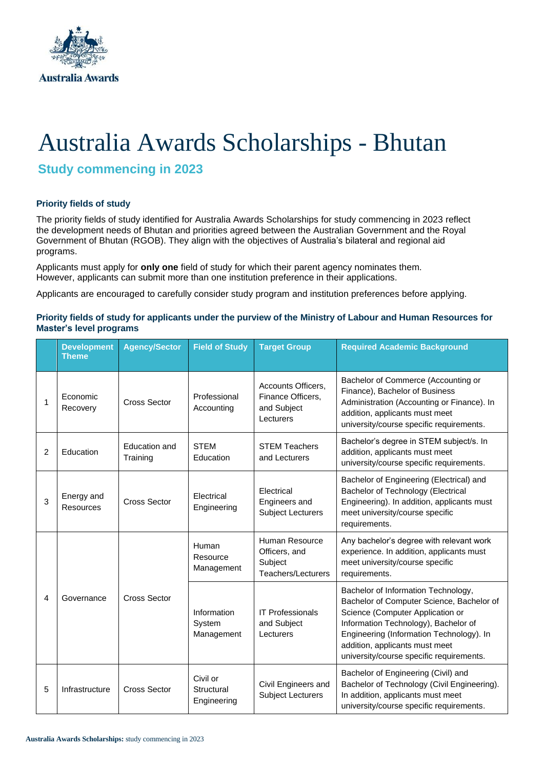Australia Awards

# Australia Awards Scholarships - Bhutan

## Study commencing in 2023

### Priority fields of study

The priority fields of study identified for Australia Awards Scholarships for study commencing in 2023 reflect the development needs of Bhutan and priorities agreed between the Australian Government and the Royal Government of Bhutan (RGOB). They align with the objectives of Australia's bilateral and regional aid programs.

Applicants must apply for **only one** field of study for which their parent agency nominates them. However, applicants can submit more than one institution preference in their applications.

Applicants are encouraged to carefully consider study program and institution preferences before applying.

### Priority fields of study for applicants under the purview of the Ministry of Labour and Human Resources for Master's level programs

| | Development Theme | Agency/Sector | Field of Study | Target Group | Required Academic Background |
|---|---|---|---|---|---|
| 1 | Economic Recovery | Cross Sector | Professional Accounting | Accounts Officers, Finance Officers, and Subject Lecturers | Bachelor of Commerce (Accounting or Finance), Bachelor of Business Administration (Accounting or Finance). In addition, applicants must meet university/course specific requirements. |
| 2 | Education | Education and Training | STEM Education | STEM Teachers and Lecturers | Bachelor's degree in STEM subject/s. In addition, applicants must meet university/course specific requirements. |
| 3 | Energy and Resources | Cross Sector | Electrical Engineering | Electrical Engineers and Subject Lecturers | Bachelor of Engineering (Electrical) and Bachelor of Technology (Electrical Engineering). In addition, applicants must meet university/course specific requirements. |
| 4 | Governance | Cross Sector | Human Resource Management | Human Resource Officers, and Subject Teachers/Lecturers | Any bachelor's degree with relevant work experience. In addition, applicants must meet university/course specific requirements. |
| | | | Information System Management | IT Professionals and Subject Lecturers | Bachelor of Information Technology, Bachelor of Computer Science, Bachelor of Science (Computer Application or Information Technology), Bachelor of Engineering (Information Technology). In addition, applicants must meet university/course specific requirements. |
| 5 | Infrastructure | Cross Sector | Civil or Structural Engineering | Civil Engineers and Subject Lecturers | Bachelor of Engineering (Civil) and Bachelor of Technology (Civil Engineering). In addition, applicants must meet university/course specific requirements. |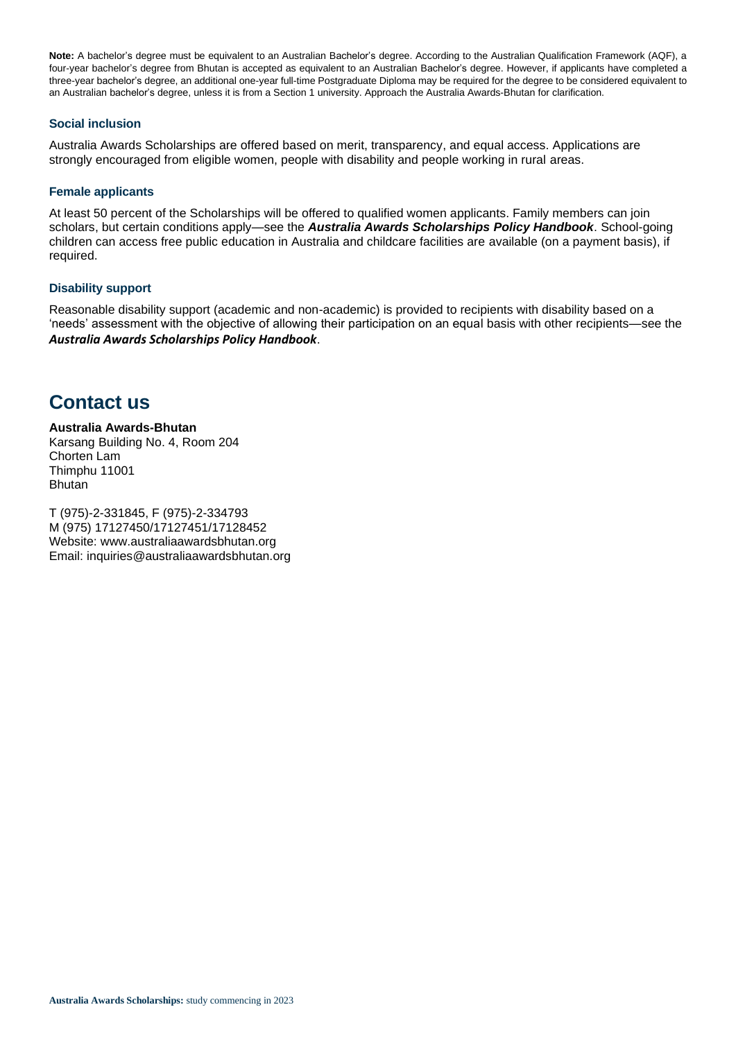**Note:** A bachelor's degree must be equivalent to an Australian Bachelor's degree. According to the Australian Qualification Framework (AQF), a four-year bachelor's degree from Bhutan is accepted as equivalent to an Australian Bachelor's degree. However, if applicants have completed a three-year bachelor's degree, an additional one-year full-time Postgraduate Diploma may be required for the degree to be considered equivalent to an Australian bachelor's degree, unless it is from a Section 1 university. Approach the Australia Awards-Bhutan for clarification.

### Social inclusion

Australia Awards Scholarships are offered based on merit, transparency, and equal access. Applications are strongly encouraged from eligible women, people with disability and people working in rural areas.

### Female applicants

At least 50 percent of the Scholarships will be offered to qualified women applicants. Family members can join scholars, but certain conditions apply—see the ***Australia Awards Scholarships Policy Handbook***. School-going children can access free public education in Australia and childcare facilities are available (on a payment basis), if required.

### Disability support

Reasonable disability support (academic and non-academic) is provided to recipients with disability based on a 'needs' assessment with the objective of allowing their participation on an equal basis with other recipients—see the ***Australia Awards Scholarships Policy Handbook***.

## Contact us

**Australia Awards-Bhutan**
Karsang Building No. 4, Room 204
Chorten Lam
Thimphu 11001
Bhutan

T (975)-2-331845, F (975)-2-334793
M (975) 17127450/17127451/17128452
Website: www.australiaawardsbhutan.org
Email: inquiries@australiaawardsbhutan.org